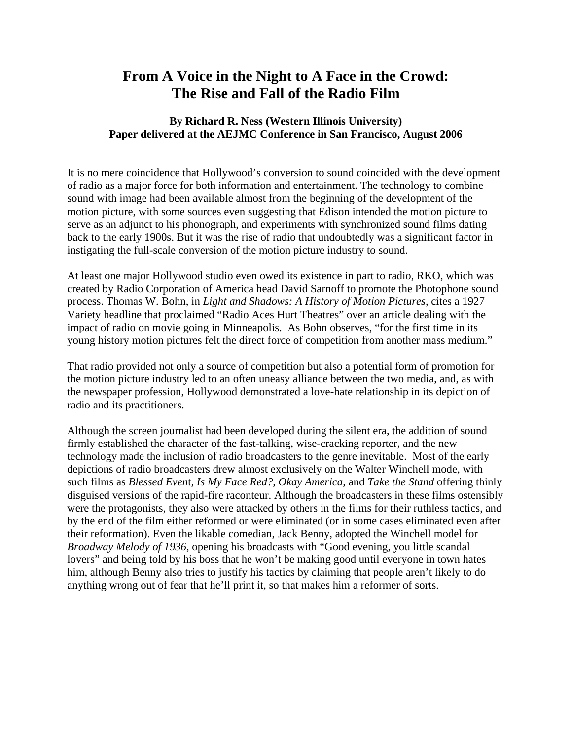# From A Voice in the Night to A Face in the Crowd: The Rise and Fall of the Radio Film

**By Richard R. Ness (Western Illinois University)**
**Paper delivered at the AEJMC Conference in San Francisco, August 2006**

It is no mere coincidence that Hollywood's conversion to sound coincided with the development of radio as a major force for both information and entertainment. The technology to combine sound with image had been available almost from the beginning of the development of the motion picture, with some sources even suggesting that Edison intended the motion picture to serve as an adjunct to his phonograph, and experiments with synchronized sound films dating back to the early 1900s. But it was the rise of radio that undoubtedly was a significant factor in instigating the full-scale conversion of the motion picture industry to sound.

At least one major Hollywood studio even owed its existence in part to radio, RKO, which was created by Radio Corporation of America head David Sarnoff to promote the Photophone sound process. Thomas W. Bohn, in *Light and Shadows: A History of Motion Pictures*, cites a 1927 Variety headline that proclaimed "Radio Aces Hurt Theatres" over an article dealing with the impact of radio on movie going in Minneapolis. As Bohn observes, "for the first time in its young history motion pictures felt the direct force of competition from another mass medium."

That radio provided not only a source of competition but also a potential form of promotion for the motion picture industry led to an often uneasy alliance between the two media, and, as with the newspaper profession, Hollywood demonstrated a love-hate relationship in its depiction of radio and its practitioners.

Although the screen journalist had been developed during the silent era, the addition of sound firmly established the character of the fast-talking, wise-cracking reporter, and the new technology made the inclusion of radio broadcasters to the genre inevitable. Most of the early depictions of radio broadcasters drew almost exclusively on the Walter Winchell mode, with such films as *Blessed Event*, *Is My Face Red?, Okay America*, and *Take the Stand* offering thinly disguised versions of the rapid-fire raconteur. Although the broadcasters in these films ostensibly were the protagonists, they also were attacked by others in the films for their ruthless tactics, and by the end of the film either reformed or were eliminated (or in some cases eliminated even after their reformation). Even the likable comedian, Jack Benny, adopted the Winchell model for *Broadway Melody of 1936*, opening his broadcasts with "Good evening, you little scandal lovers" and being told by his boss that he won't be making good until everyone in town hates him, although Benny also tries to justify his tactics by claiming that people aren't likely to do anything wrong out of fear that he'll print it, so that makes him a reformer of sorts.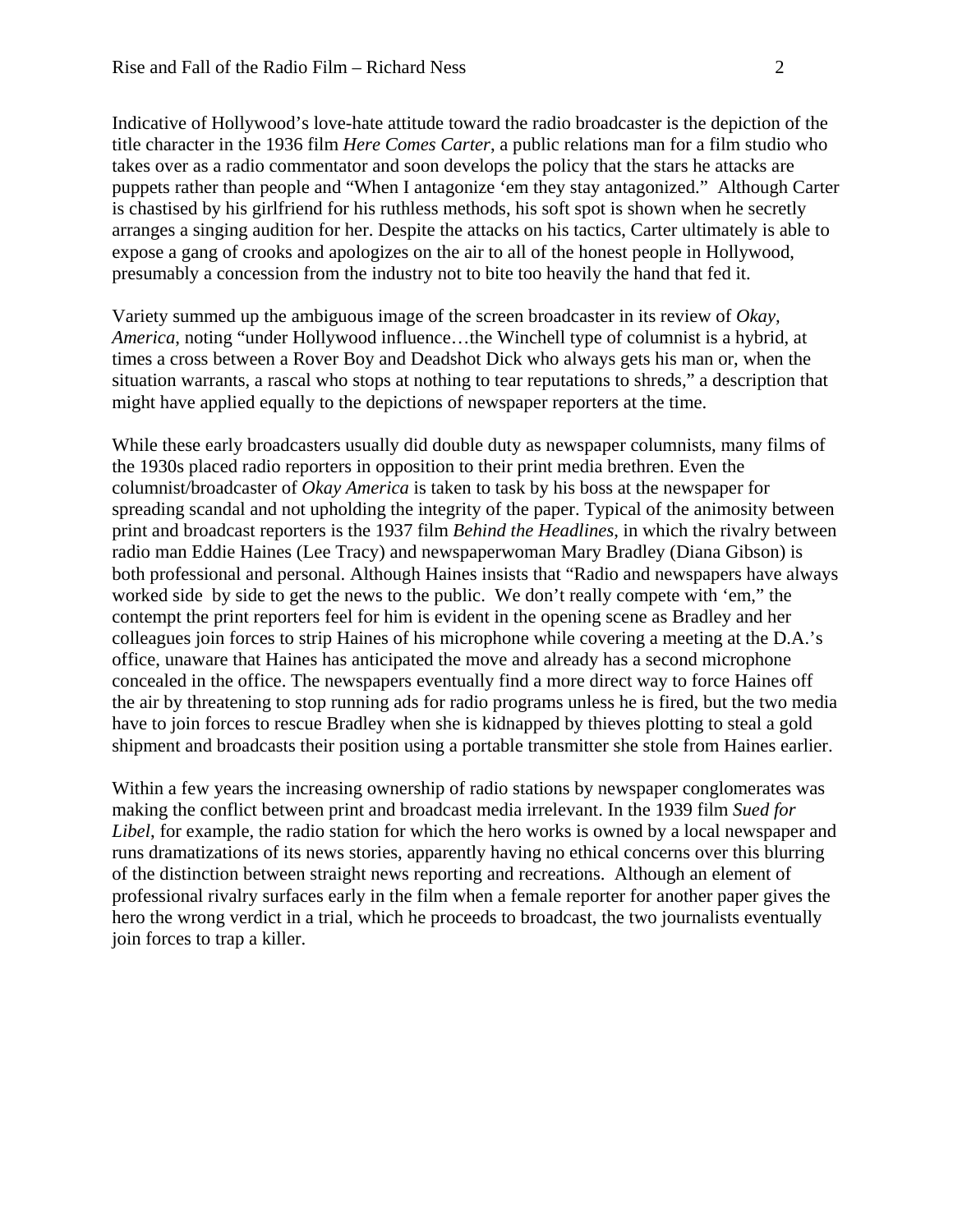Indicative of Hollywood's love-hate attitude toward the radio broadcaster is the depiction of the title character in the 1936 film *Here Comes Carter*, a public relations man for a film studio who takes over as a radio commentator and soon develops the policy that the stars he attacks are puppets rather than people and "When I antagonize 'em they stay antagonized." Although Carter is chastised by his girlfriend for his ruthless methods, his soft spot is shown when he secretly arranges a singing audition for her. Despite the attacks on his tactics, Carter ultimately is able to expose a gang of crooks and apologizes on the air to all of the honest people in Hollywood, presumably a concession from the industry not to bite too heavily the hand that fed it.

Variety summed up the ambiguous image of the screen broadcaster in its review of *Okay, America*, noting "under Hollywood influence…the Winchell type of columnist is a hybrid, at times a cross between a Rover Boy and Deadshot Dick who always gets his man or, when the situation warrants, a rascal who stops at nothing to tear reputations to shreds," a description that might have applied equally to the depictions of newspaper reporters at the time.

While these early broadcasters usually did double duty as newspaper columnists, many films of the 1930s placed radio reporters in opposition to their print media brethren. Even the columnist/broadcaster of *Okay America* is taken to task by his boss at the newspaper for spreading scandal and not upholding the integrity of the paper. Typical of the animosity between print and broadcast reporters is the 1937 film *Behind the Headlines*, in which the rivalry between radio man Eddie Haines (Lee Tracy) and newspaperwoman Mary Bradley (Diana Gibson) is both professional and personal. Although Haines insists that "Radio and newspapers have always worked side by side to get the news to the public. We don't really compete with 'em," the contempt the print reporters feel for him is evident in the opening scene as Bradley and her colleagues join forces to strip Haines of his microphone while covering a meeting at the D.A.'s office, unaware that Haines has anticipated the move and already has a second microphone concealed in the office. The newspapers eventually find a more direct way to force Haines off the air by threatening to stop running ads for radio programs unless he is fired, but the two media have to join forces to rescue Bradley when she is kidnapped by thieves plotting to steal a gold shipment and broadcasts their position using a portable transmitter she stole from Haines earlier.

Within a few years the increasing ownership of radio stations by newspaper conglomerates was making the conflict between print and broadcast media irrelevant. In the 1939 film *Sued for Libel*, for example, the radio station for which the hero works is owned by a local newspaper and runs dramatizations of its news stories, apparently having no ethical concerns over this blurring of the distinction between straight news reporting and recreations. Although an element of professional rivalry surfaces early in the film when a female reporter for another paper gives the hero the wrong verdict in a trial, which he proceeds to broadcast, the two journalists eventually join forces to trap a killer.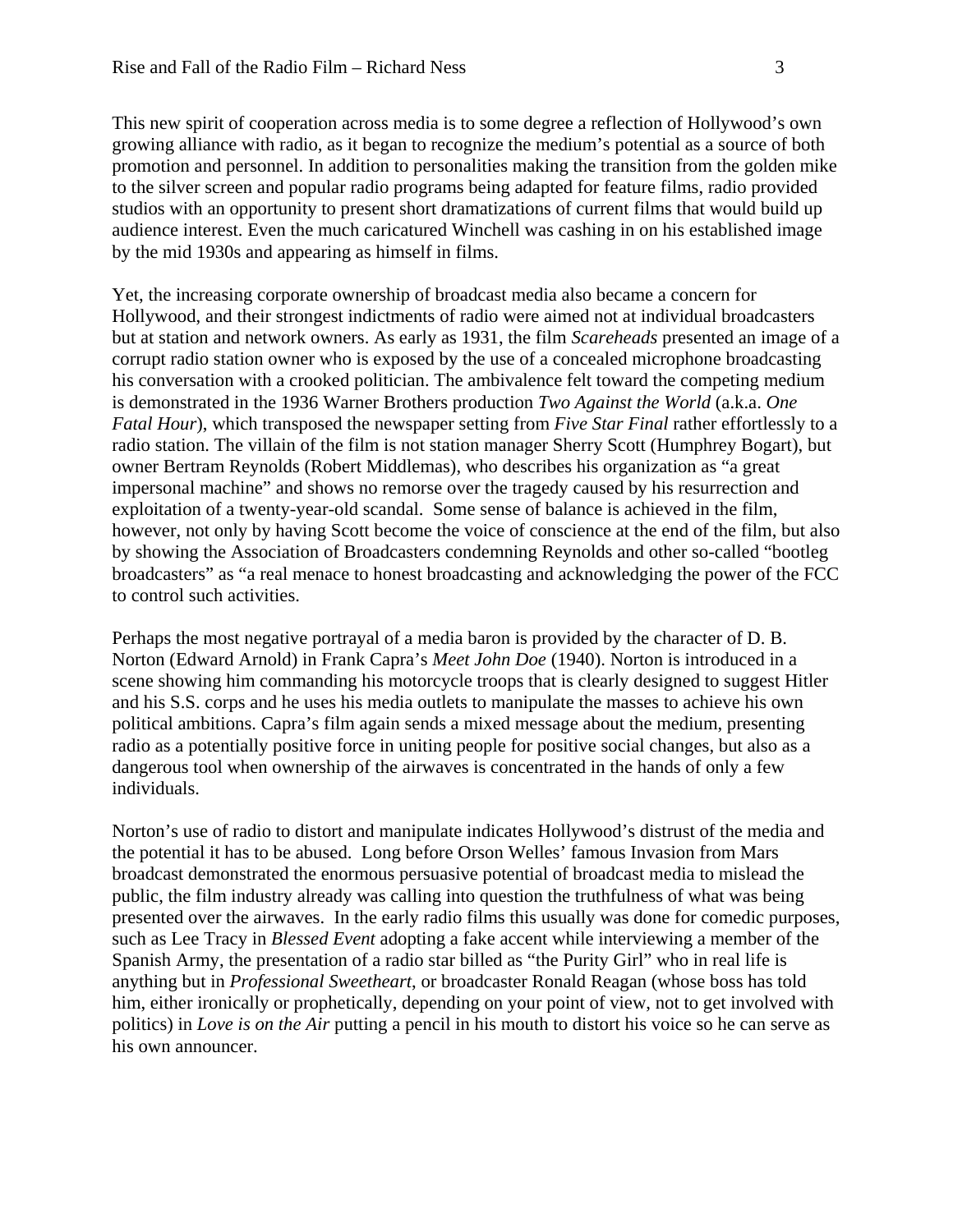This new spirit of cooperation across media is to some degree a reflection of Hollywood's own growing alliance with radio, as it began to recognize the medium's potential as a source of both promotion and personnel. In addition to personalities making the transition from the golden mike to the silver screen and popular radio programs being adapted for feature films, radio provided studios with an opportunity to present short dramatizations of current films that would build up audience interest. Even the much caricatured Winchell was cashing in on his established image by the mid 1930s and appearing as himself in films.

Yet, the increasing corporate ownership of broadcast media also became a concern for Hollywood, and their strongest indictments of radio were aimed not at individual broadcasters but at station and network owners. As early as 1931, the film *Scareheads* presented an image of a corrupt radio station owner who is exposed by the use of a concealed microphone broadcasting his conversation with a crooked politician. The ambivalence felt toward the competing medium is demonstrated in the 1936 Warner Brothers production *Two Against the World* (a.k.a. *One Fatal Hour*), which transposed the newspaper setting from *Five Star Final* rather effortlessly to a radio station. The villain of the film is not station manager Sherry Scott (Humphrey Bogart), but owner Bertram Reynolds (Robert Middlemas), who describes his organization as "a great impersonal machine" and shows no remorse over the tragedy caused by his resurrection and exploitation of a twenty-year-old scandal. Some sense of balance is achieved in the film, however, not only by having Scott become the voice of conscience at the end of the film, but also by showing the Association of Broadcasters condemning Reynolds and other so-called "bootleg broadcasters" as "a real menace to honest broadcasting and acknowledging the power of the FCC to control such activities.

Perhaps the most negative portrayal of a media baron is provided by the character of D. B. Norton (Edward Arnold) in Frank Capra's *Meet John Doe* (1940). Norton is introduced in a scene showing him commanding his motorcycle troops that is clearly designed to suggest Hitler and his S.S. corps and he uses his media outlets to manipulate the masses to achieve his own political ambitions. Capra's film again sends a mixed message about the medium, presenting radio as a potentially positive force in uniting people for positive social changes, but also as a dangerous tool when ownership of the airwaves is concentrated in the hands of only a few individuals.

Norton's use of radio to distort and manipulate indicates Hollywood's distrust of the media and the potential it has to be abused. Long before Orson Welles' famous Invasion from Mars broadcast demonstrated the enormous persuasive potential of broadcast media to mislead the public, the film industry already was calling into question the truthfulness of what was being presented over the airwaves. In the early radio films this usually was done for comedic purposes, such as Lee Tracy in *Blessed Event* adopting a fake accent while interviewing a member of the Spanish Army, the presentation of a radio star billed as "the Purity Girl" who in real life is anything but in *Professional Sweetheart*, or broadcaster Ronald Reagan (whose boss has told him, either ironically or prophetically, depending on your point of view, not to get involved with politics) in *Love is on the Air* putting a pencil in his mouth to distort his voice so he can serve as his own announcer.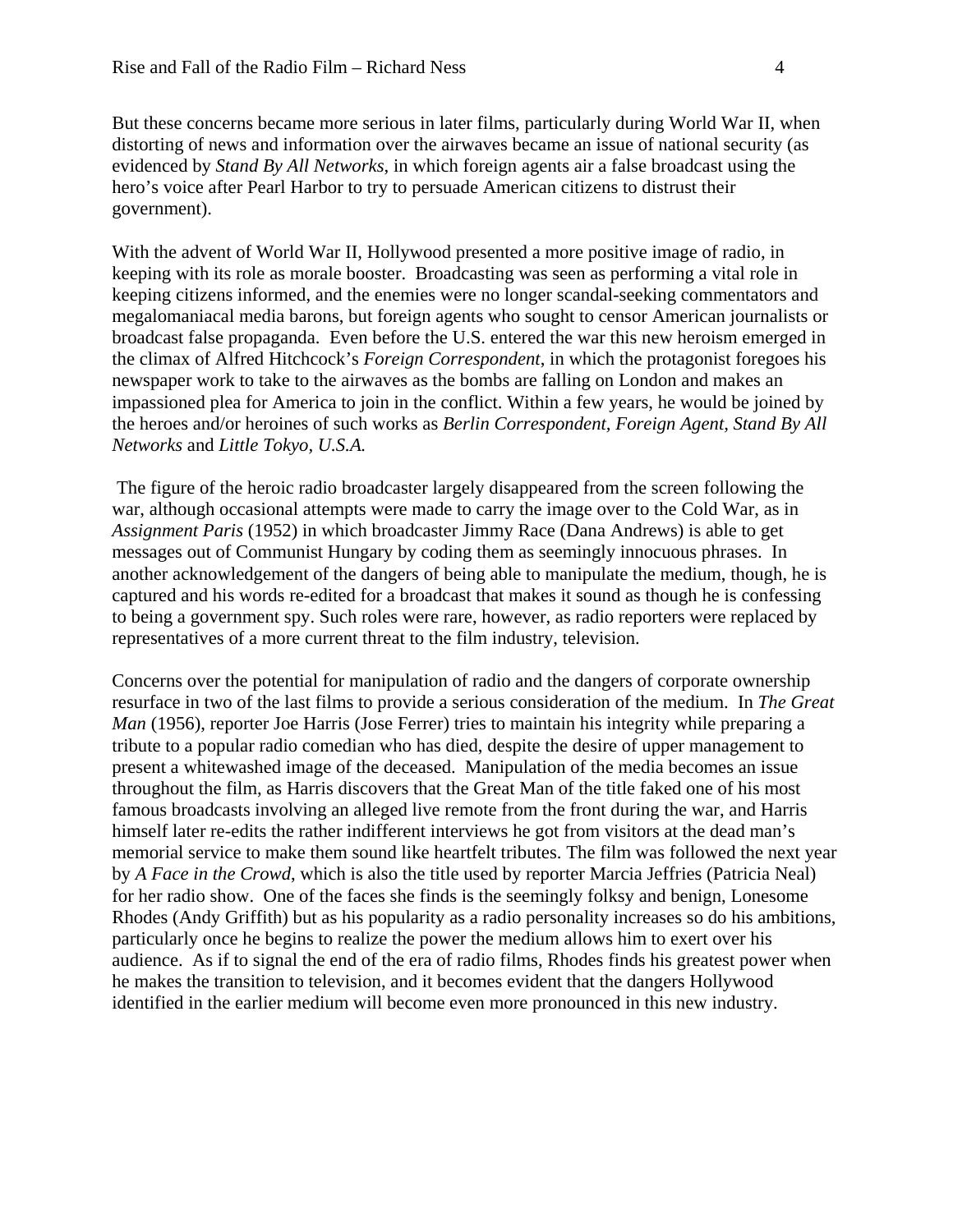But these concerns became more serious in later films, particularly during World War II, when distorting of news and information over the airwaves became an issue of national security (as evidenced by *Stand By All Networks*, in which foreign agents air a false broadcast using the hero's voice after Pearl Harbor to try to persuade American citizens to distrust their government).

With the advent of World War II, Hollywood presented a more positive image of radio, in keeping with its role as morale booster. Broadcasting was seen as performing a vital role in keeping citizens informed, and the enemies were no longer scandal-seeking commentators and megalomaniacal media barons, but foreign agents who sought to censor American journalists or broadcast false propaganda. Even before the U.S. entered the war this new heroism emerged in the climax of Alfred Hitchcock's *Foreign Correspondent*, in which the protagonist foregoes his newspaper work to take to the airwaves as the bombs are falling on London and makes an impassioned plea for America to join in the conflict. Within a few years, he would be joined by the heroes and/or heroines of such works as *Berlin Correspondent, Foreign Agent, Stand By All Networks* and *Little Tokyo, U.S.A.*

The figure of the heroic radio broadcaster largely disappeared from the screen following the war, although occasional attempts were made to carry the image over to the Cold War, as in *Assignment Paris* (1952) in which broadcaster Jimmy Race (Dana Andrews) is able to get messages out of Communist Hungary by coding them as seemingly innocuous phrases. In another acknowledgement of the dangers of being able to manipulate the medium, though, he is captured and his words re-edited for a broadcast that makes it sound as though he is confessing to being a government spy. Such roles were rare, however, as radio reporters were replaced by representatives of a more current threat to the film industry, television.

Concerns over the potential for manipulation of radio and the dangers of corporate ownership resurface in two of the last films to provide a serious consideration of the medium. In *The Great Man* (1956), reporter Joe Harris (Jose Ferrer) tries to maintain his integrity while preparing a tribute to a popular radio comedian who has died, despite the desire of upper management to present a whitewashed image of the deceased. Manipulation of the media becomes an issue throughout the film, as Harris discovers that the Great Man of the title faked one of his most famous broadcasts involving an alleged live remote from the front during the war, and Harris himself later re-edits the rather indifferent interviews he got from visitors at the dead man's memorial service to make them sound like heartfelt tributes. The film was followed the next year by *A Face in the Crowd*, which is also the title used by reporter Marcia Jeffries (Patricia Neal) for her radio show. One of the faces she finds is the seemingly folksy and benign, Lonesome Rhodes (Andy Griffith) but as his popularity as a radio personality increases so do his ambitions, particularly once he begins to realize the power the medium allows him to exert over his audience. As if to signal the end of the era of radio films, Rhodes finds his greatest power when he makes the transition to television, and it becomes evident that the dangers Hollywood identified in the earlier medium will become even more pronounced in this new industry.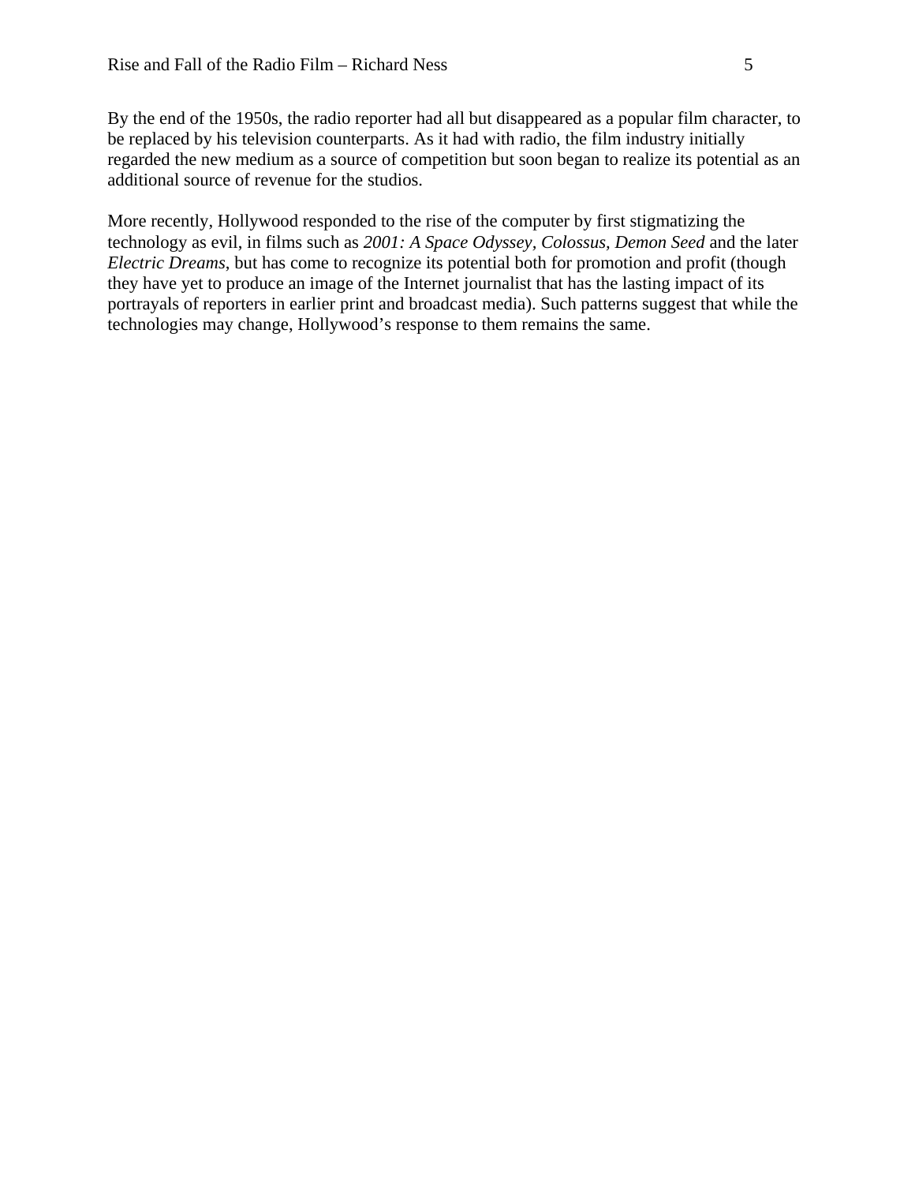By the end of the 1950s, the radio reporter had all but disappeared as a popular film character, to be replaced by his television counterparts. As it had with radio, the film industry initially regarded the new medium as a source of competition but soon began to realize its potential as an additional source of revenue for the studios.

More recently, Hollywood responded to the rise of the computer by first stigmatizing the technology as evil, in films such as *2001: A Space Odyssey, Colossus, Demon Seed* and the later *Electric Dreams*, but has come to recognize its potential both for promotion and profit (though they have yet to produce an image of the Internet journalist that has the lasting impact of its portrayals of reporters in earlier print and broadcast media). Such patterns suggest that while the technologies may change, Hollywood's response to them remains the same.